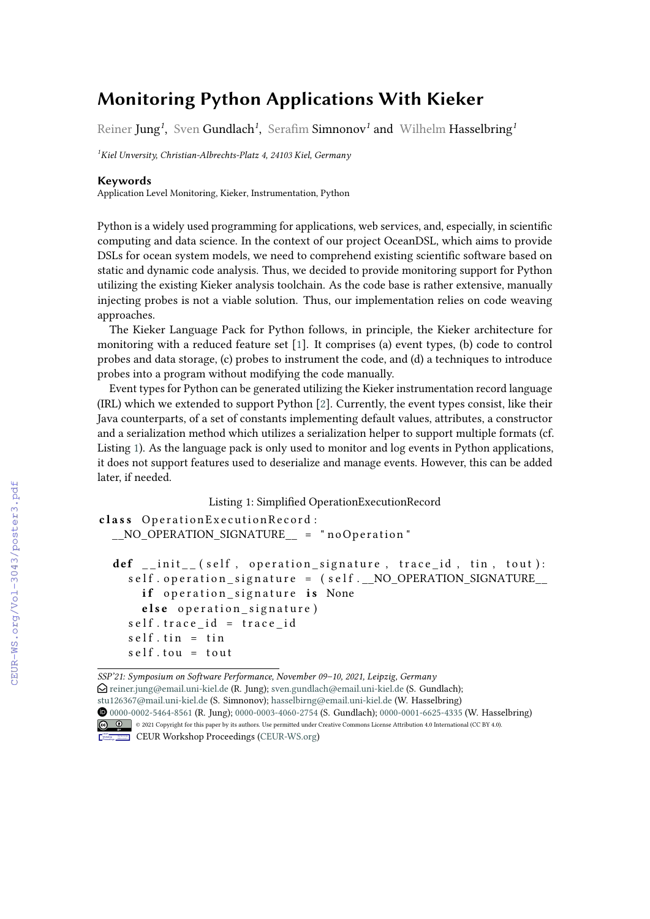# Monitoring Python Applications With Kieker

Reiner Jung[1], Sven Gundlach[1], Serafim Simnonov[1] and Wilhelm Hasselbring[1]

[1]*Kiel Unversity, Christian-Albrechts-Platz 4, 24103 Kiel, Germany*

**Keywords**

Application Level Monitoring, Kieker, Instrumentation, Python

Python is a widely used programming for applications, web services, and, especially, in scientific computing and data science. In the context of our project OceanDSL, which aims to provide DSLs for ocean system models, we need to comprehend existing scientific software based on static and dynamic code analysis. Thus, we decided to provide monitoring support for Python utilizing the existing Kieker analysis toolchain. As the code base is rather extensive, manually injecting probes is not a viable solution. Thus, our implementation relies on code weaving approaches.

The Kieker Language Pack for Python follows, in principle, the Kieker architecture for monitoring with a reduced feature set [1]. It comprises (a) event types, (b) code to control probes and data storage, (c) probes to instrument the code, and (d) a techniques to introduce probes into a program without modifying the code manually.

Event types for Python can be generated utilizing the Kieker instrumentation record language (IRL) which we extended to support Python [2]. Currently, the event types consist, like their Java counterparts, of a set of constants implementing default values, attributes, a constructor and a serialization method which utilizes a serialization helper to support multiple formats (cf. Listing 1). As the language pack is only used to monitor and log events in Python applications, it does not support features used to deserialize and manage events. However, this can be added later, if needed.

Listing 1: Simplified OperationExecutionRecord

```
class OperationExecutionRecord:
  __NO_OPERATION_SIGNATURE__ = "noOperation"

  def __init__(self, operation_signature, trace_id, tin, tout):
    self.operation_signature = (self.__NO_OPERATION_SIGNATURE__
      if operation_signature is None
      else operation_signature)
    self.trace_id = trace_id
    self.tin = tin
    self.tou = tout
```

*SSP'21: Symposium on Software Performance, November 09–10, 2021, Leipzig, Germany*
reiner.jung@email.uni-kiel.de (R. Jung); sven.gundlach@email.uni-kiel.de (S. Gundlach); stu126367@mail.uni-kiel.de (S. Simnonov); hasselbirng@email.uni-kiel.de (W. Hasselbring)
0000-0002-5464-8561 (R. Jung); 0000-0003-4060-2754 (S. Gundlach); 0000-0001-6625-4335 (W. Hasselbring)
© 2021 Copyright for this paper by its authors. Use permitted under Creative Commons License Attribution 4.0 International (CC BY 4.0).
CEUR Workshop Proceedings (CEUR-WS.org)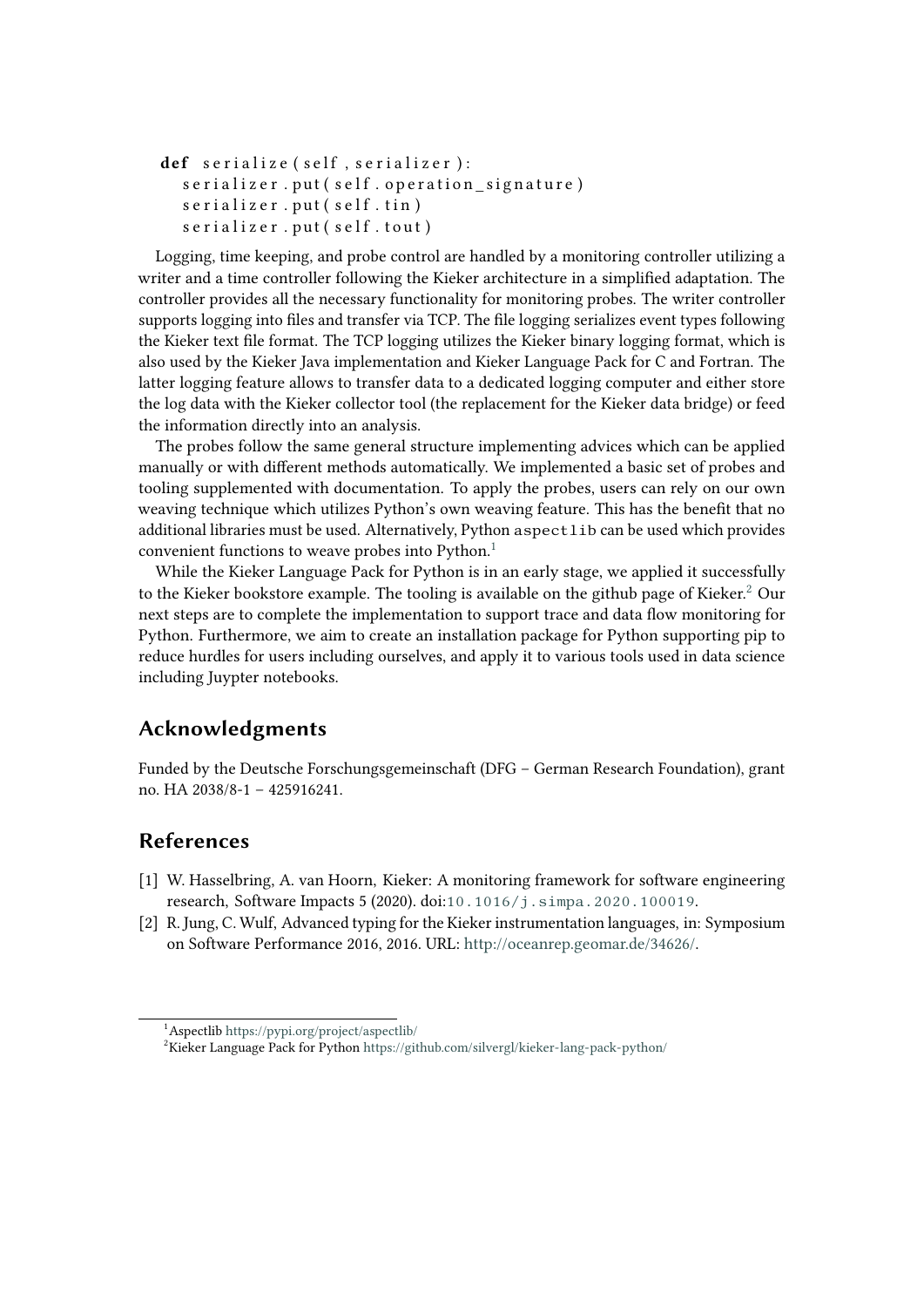```
def serialize(self, serializer):
    serializer.put(self.operation_signature)
    serializer.put(self.tin)
    serializer.put(self.tout)
```

Logging, time keeping, and probe control are handled by a monitoring controller utilizing a writer and a time controller following the Kieker architecture in a simplified adaptation. The controller provides all the necessary functionality for monitoring probes. The writer controller supports logging into files and transfer via TCP. The file logging serializes event types following the Kieker text file format. The TCP logging utilizes the Kieker binary logging format, which is also used by the Kieker Java implementation and Kieker Language Pack for C and Fortran. The latter logging feature allows to transfer data to a dedicated logging computer and either store the log data with the Kieker collector tool (the replacement for the Kieker data bridge) or feed the information directly into an analysis.

The probes follow the same general structure implementing advices which can be applied manually or with different methods automatically. We implemented a basic set of probes and tooling supplemented with documentation. To apply the probes, users can rely on our own weaving technique which utilizes Python's own weaving feature. This has the benefit that no additional libraries must be used. Alternatively, Python `aspectlib` can be used which provides convenient functions to weave probes into Python.[1]

While the Kieker Language Pack for Python is in an early stage, we applied it successfully to the Kieker bookstore example. The tooling is available on the github page of Kieker.[2] Our next steps are to complete the implementation to support trace and data flow monitoring for Python. Furthermore, we aim to create an installation package for Python supporting pip to reduce hurdles for users including ourselves, and apply it to various tools used in data science including Juypter notebooks.

## Acknowledgments

Funded by the Deutsche Forschungsgemeinschaft (DFG – German Research Foundation), grant no. HA 2038/8-1 – 425916241.

## References

[1] W. Hasselbring, A. van Hoorn, Kieker: A monitoring framework for software engineering research, Software Impacts 5 (2020). doi:10.1016/j.simpa.2020.100019.

[2] R. Jung, C. Wulf, Advanced typing for the Kieker instrumentation languages, in: Symposium on Software Performance 2016, 2016. URL: http://oceanrep.geomar.de/34626/.

[1] Aspectlib https://pypi.org/project/aspectlib/

[2] Kieker Language Pack for Python https://github.com/silvergl/kieker-lang-pack-python/